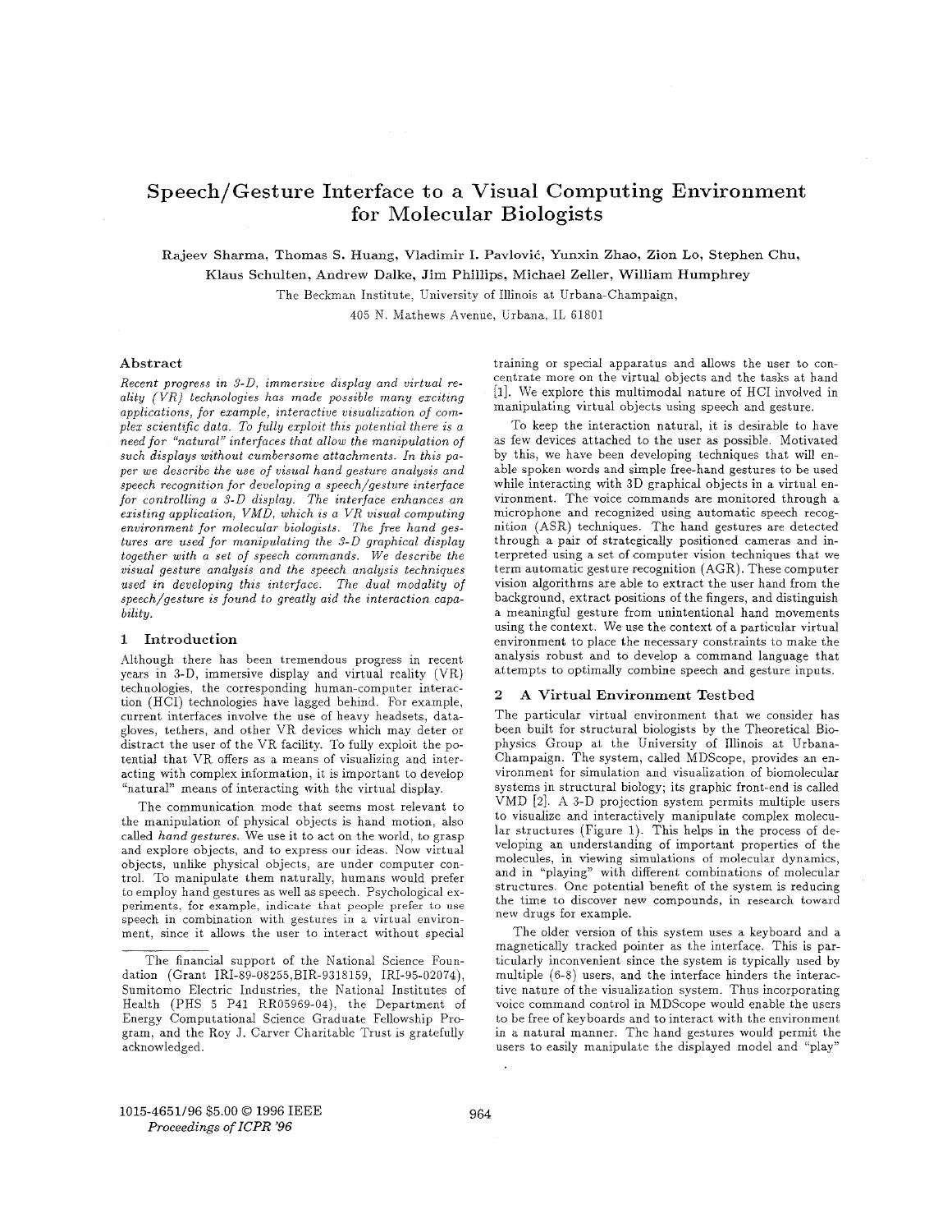# Speech/Gesture Interface to a Visual Computing Environment for Molecular Biologists

Rajeev Sharma, Thomas S. Huang, Vladimir I. Pavlović, Yunxin Zhao, Zion Lo, Stephen Chu, Klaus Schulten, Andrew Dalke, Jim Phillips, Michael Zeller, William Humphrey

The Beckman Institute, University of Illinois at Urbana-Champaign,
405 N. Mathews Avenue, Urbana, IL 61801

## Abstract

*Recent progress in 3-D, immersive display and virtual reality (VR) technologies has made possible many exciting applications, for example, interactive visualization of complex scientific data. To fully exploit this potential there is a need for "natural" interfaces that allow the manipulation of such displays without cumbersome attachments. In this paper we describe the use of visual hand gesture analysis and speech recognition for developing a speech/gesture interface for controlling a 3-D display. The interface enhances an existing application, VMD, which is a VR visual computing environment for molecular biologists. The free hand gestures are used for manipulating the 3-D graphical display together with a set of speech commands. We describe the visual gesture analysis and the speech analysis techniques used in developing this interface. The dual modality of speech/gesture is found to greatly aid the interaction capability.*

## 1 Introduction

Although there has been tremendous progress in recent years in 3-D, immersive display and virtual reality (VR) technologies, the corresponding human-computer interaction (HCI) technologies have lagged behind. For example, current interfaces involve the use of heavy headsets, datagloves, tethers, and other VR devices which may deter or distract the user of the VR facility. To fully exploit the potential that VR offers as a means of visualizing and interacting with complex information, it is important to develop "natural" means of interacting with the virtual display.

The communication mode that seems most relevant to the manipulation of physical objects is hand motion, also called *hand gestures*. We use it to act on the world, to grasp and explore objects, and to express our ideas. Now virtual objects, unlike physical objects, are under computer control. To manipulate them naturally, humans would prefer to employ hand gestures as well as speech. Psychological experiments, for example, indicate that people prefer to use speech in combination with gestures in a virtual environment, since it allows the user to interact without special training or special apparatus and allows the user to concentrate more on the virtual objects and the tasks at hand [1]. We explore this multimodal nature of HCI involved in manipulating virtual objects using speech and gesture.

To keep the interaction natural, it is desirable to have as few devices attached to the user as possible. Motivated by this, we have been developing techniques that will enable spoken words and simple free-hand gestures to be used while interacting with 3D graphical objects in a virtual environment. The voice commands are monitored through a microphone and recognized using automatic speech recognition (ASR) techniques. The hand gestures are detected through a pair of strategically positioned cameras and interpreted using a set of computer vision techniques that we term automatic gesture recognition (AGR). These computer vision algorithms are able to extract the user hand from the background, extract positions of the fingers, and distinguish a meaningful gesture from unintentional hand movements using the context. We use the context of a particular virtual environment to place the necessary constraints to make the analysis robust and to develop a command language that attempts to optimally combine speech and gesture inputs.

## 2 A Virtual Environment Testbed

The particular virtual environment that we consider has been built for structural biologists by the Theoretical Biophysics Group at the University of Illinois at Urbana-Champaign. The system, called MDScope, provides an environment for simulation and visualization of biomolecular systems in structural biology; its graphic front-end is called VMD [2]. A 3-D projection system permits multiple users to visualize and interactively manipulate complex molecular structures (Figure 1). This helps in the process of developing an understanding of important properties of the molecules, in viewing simulations of molecular dynamics, and in "playing" with different combinations of molecular structures. One potential benefit of the system is reducing the time to discover new compounds, in research toward new drugs for example.

The older version of this system uses a keyboard and a magnetically tracked pointer as the interface. This is particularly inconvenient since the system is typically used by multiple (6-8) users, and the interface hinders the interactive nature of the visualization system. Thus incorporating voice command control in MDScope would enable the users to be free of keyboards and to interact with the environment in a natural manner. The hand gestures would permit the users to easily manipulate the displayed model and "play"

---

The financial support of the National Science Foundation (Grant IRI-89-08255,BIR-9318159, IRI-95-02074), Sumitomo Electric Industries, the National Institutes of Health (PHS 5 P41 RR05969-04), the Department of Energy Computational Science Graduate Fellowship Program, and the Roy J. Carver Charitable Trust is gratefully acknowledged.

1015-4651/96 $5.00 © 1996 IEEE
*Proceedings of ICPR '96*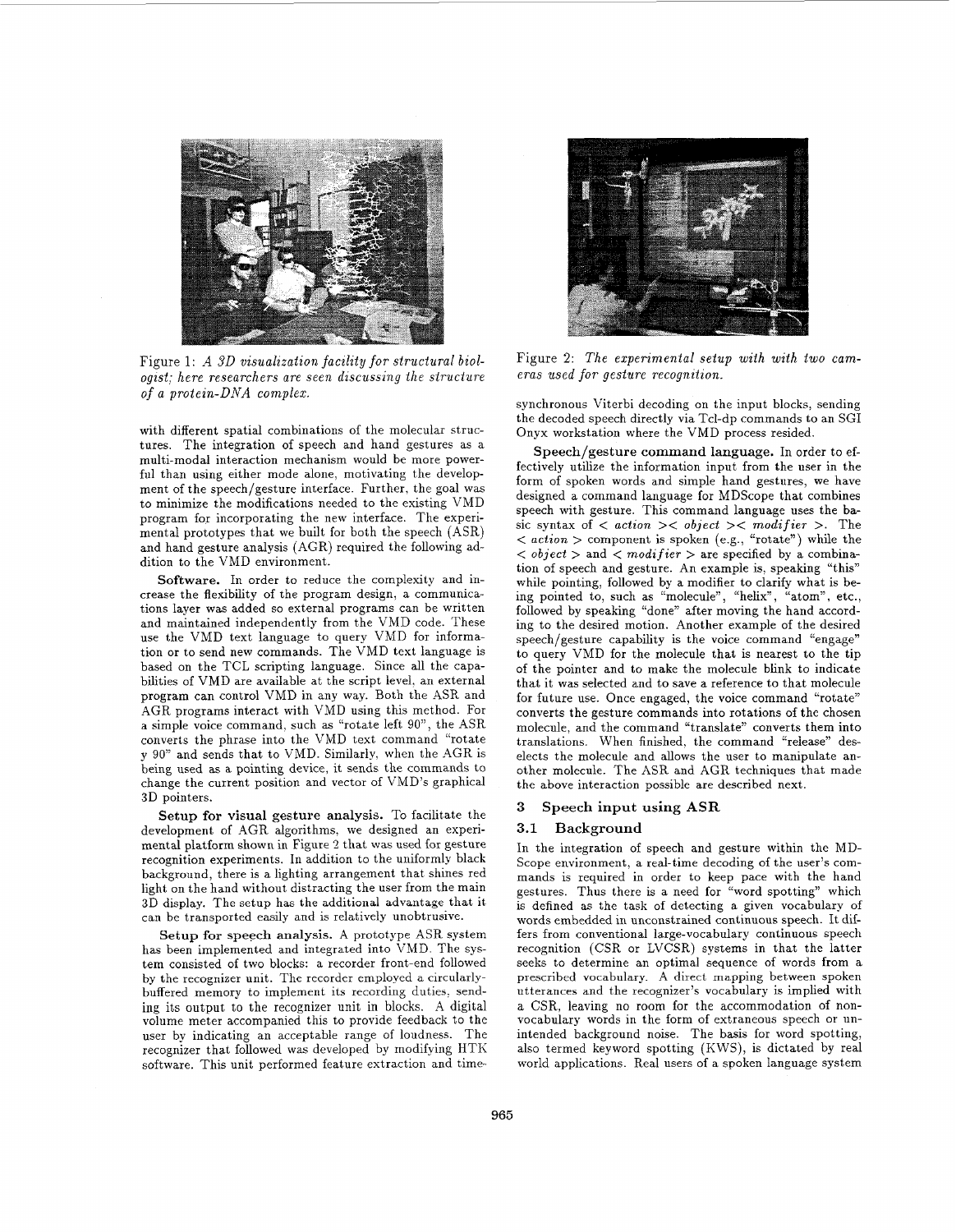Figure 1: *A 3D visualization facility for structural biologist; here researchers are seen discussing the structure of a protein-DNA complex.*

with different spatial combinations of the molecular structures. The integration of speech and hand gestures as a multi-modal interaction mechanism would be more powerful than using either mode alone, motivating the development of the speech/gesture interface. Further, the goal was to minimize the modifications needed to the existing VMD program for incorporating the new interface. The experimental prototypes that we built for both the speech (ASR) and hand gesture analysis (AGR) required the following addition to the VMD environment.

**Software.** In order to reduce the complexity and increase the flexibility of the program design, a communications layer was added so external programs can be written and maintained independently from the VMD code. These use the VMD text language to query VMD for information or to send new commands. The VMD text language is based on the TCL scripting language. Since all the capabilities of VMD are available at the script level, an external program can control VMD in any way. Both the ASR and AGR programs interact with VMD using this method. For a simple voice command, such as "rotate left 90", the ASR converts the phrase into the VMD text command "rotate y 90" and sends that to VMD. Similarly, when the AGR is being used as a pointing device, it sends the commands to change the current position and vector of VMD's graphical 3D pointers.

**Setup for visual gesture analysis.** To facilitate the development of AGR algorithms, we designed an experimental platform shown in Figure 2 that was used for gesture recognition experiments. In addition to the uniformly black background, there is a lighting arrangement that shines red light on the hand without distracting the user from the main 3D display. The setup has the additional advantage that it can be transported easily and is relatively unobtrusive.

**Setup for speech analysis.** A prototype ASR system has been implemented and integrated into VMD. The system consisted of two blocks: a recorder front-end followed by the recognizer unit. The recorder employed a circularly-buffered memory to implement its recording duties, sending its output to the recognizer unit in blocks. A digital volume meter accompanied this to provide feedback to the user by indicating an acceptable range of loudness. The recognizer that followed was developed by modifying HTK software. This unit performed feature extraction and time-synchronous Viterbi decoding on the input blocks, sending the decoded speech directly via Tcl-dp commands to an SGI Onyx workstation where the VMD process resided.

Figure 2: *The experimental setup with with two cameras used for gesture recognition.*

**Speech/gesture command language.** In order to effectively utilize the information input from the user in the form of spoken words and simple hand gestures, we have designed a command language for MDScope that combines speech with gesture. This command language uses the basic syntax of < *action* >< *object* >< *modifier* >. The < *action* > component is spoken (e.g., "rotate") while the < *object* > and < *modifier* > are specified by a combination of speech and gesture. An example is, speaking "this" while pointing, followed by a modifier to clarify what is being pointed to, such as "molecule", "helix", "atom", etc., followed by speaking "done" after moving the hand according to the desired motion. Another example of the desired speech/gesture capability is the voice command "engage" to query VMD for the molecule that is nearest to the tip of the pointer and to make the molecule blink to indicate that it was selected and to save a reference to that molecule for future use. Once engaged, the voice command "rotate" converts the gesture commands into rotations of the chosen molecule, and the command "translate" converts them into translations. When finished, the command "release" deselects the molecule and allows the user to manipulate another molecule. The ASR and AGR techniques that made the above interaction possible are described next.

## 3 Speech input using ASR

### 3.1 Background

In the integration of speech and gesture within the MDScope environment, a real-time decoding of the user's commands is required in order to keep pace with the hand gestures. Thus there is a need for "word spotting" which is defined as the task of detecting a given vocabulary of words embedded in unconstrained continuous speech. It differs from conventional large-vocabulary continuous speech recognition (CSR or LVCSR) systems in that the latter seeks to determine an optimal sequence of words from a prescribed vocabulary. A direct mapping between spoken utterances and the recognizer's vocabulary is implied with a CSR, leaving no room for the accommodation of non-vocabulary words in the form of extraneous speech or unintended background noise. The basis for word spotting, also termed keyword spotting (KWS), is dictated by real world applications. Real users of a spoken language system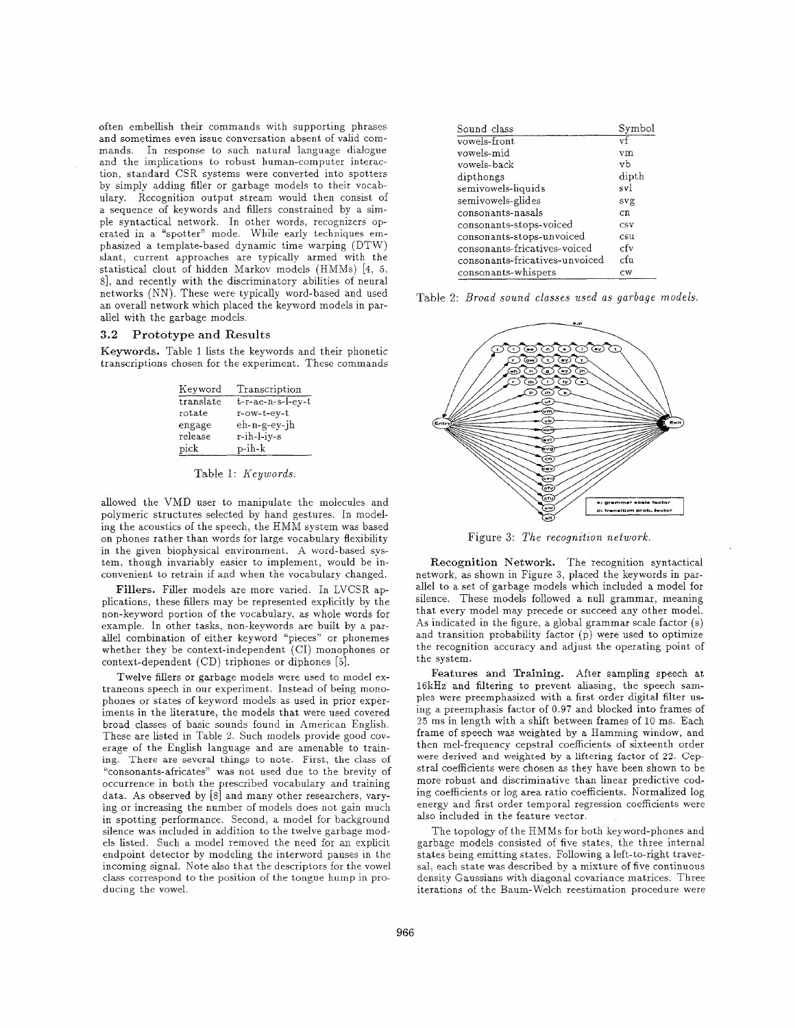often embellish their commands with supporting phrases and sometimes even issue conversation absent of valid commands. In response to such natural language dialogue and the implications to robust human-computer interaction, standard CSR systems were converted into spotters by simply adding filler or garbage models to their vocabulary. Recognition output stream would then consist of a sequence of keywords and fillers constrained by a simple syntactical network. In other words, recognizers operated in a "spotter" mode. While early techniques emphasized a template-based dynamic time warping (DTW) slant, current approaches are typically armed with the statistical clout of hidden Markov models (HMMs) [4, 5, 8], and recently with the discriminatory abilities of neural networks (NN). These were typically word-based and used an overall network which placed the keyword models in parallel with the garbage models.

### 3.2 Prototype and Results

**Keywords.** Table 1 lists the keywords and their phonetic transcriptions chosen for the experiment. These commands

| Keyword | Transcription |
|---|---|
| translate | t-r-ae-n-s-l-ey-t |
| rotate | r-ow-t-ey-t |
| engage | eh-n-g-ey-jh |
| release | r-ih-l-iy-s |
| pick | p-ih-k |

Table 1: *Keywords.*

allowed the VMD user to manipulate the molecules and polymeric structures selected by hand gestures. In modeling the acoustics of the speech, the HMM system was based on phones rather than words for large vocabulary flexibility in the given biophysical environment. A word-based system, though invariably easier to implement, would be inconvenient to retrain if and when the vocabulary changed.

**Fillers.** Filler models are more varied. In LVCSR applications, these fillers may be represented explicitly by the non-keyword portion of the vocabulary, as whole words for example. In other tasks, non-keywords are built by a parallel combination of either keyword "pieces" or phonemes whether they be context-independent (CI) monophones or context-dependent (CD) triphones or diphones [5].

Twelve fillers or garbage models were used to model extraneous speech in our experiment. Instead of being monophones or states of keyword models as used in prior experiments in the literature, the models that were used covered broad classes of basic sounds found in American English. These are listed in Table 2. Such models provide good coverage of the English language and are amenable to training. There are several things to note. First, the class of "consonants-africates" was not used due to the brevity of occurrence in both the prescribed vocabulary and training data. As observed by [8] and many other researchers, varying or increasing the number of models does not gain much in spotting performance. Second, a model for background silence was included in addition to the twelve garbage models listed. Such a model removed the need for an explicit endpoint detector by modeling the interword pauses in the incoming signal. Note also that the descriptors for the vowel class correspond to the position of the tongue hump in producing the vowel.

| Sound class | Symbol |
|---|---|
| vowels-front | vf |
| vowels-mid | vm |
| vowels-back | vb |
| dipthongs | dipth |
| semivowels-liquids | svl |
| semivowels-glides | svg |
| consonants-nasals | cn |
| consonants-stops-voiced | csv |
| consonants-stops-unvoiced | csu |
| consonants-fricatives-voiced | cfv |
| consonants-fricatives-unvoiced | cfu |
| consonants-whispers | cw |

Table 2: *Broad sound classes used as garbage models.*

Figure 3: *The recognition network.*

**Recognition Network.** The recognition syntactical network, as shown in Figure 3, placed the keywords in parallel to a set of garbage models which included a model for silence. These models followed a null grammar, meaning that every model may precede or succeed any other model. As indicated in the figure, a global grammar scale factor (s) and transition probability factor (p) were used to optimize the recognition accuracy and adjust the operating point of the system.

**Features and Training.** After sampling speech at 16kHz and filtering to prevent aliasing, the speech samples were preemphasized with a first order digital filter using a preemphasis factor of 0.97 and blocked into frames of 25 ms in length with a shift between frames of 10 ms. Each frame of speech was weighted by a Hamming window, and then mel-frequency cepstral coefficients of sixteenth order were derived and weighted by a liftering factor of 22. Cepstral coefficients were chosen as they have been shown to be more robust and discriminative than linear predictive coding coefficients or log area ratio coefficients. Normalized log energy and first order temporal regression coefficients were also included in the feature vector.

The topology of the HMMs for both keyword-phones and garbage models consisted of five states, the three internal states being emitting states. Following a left-to-right traversal, each state was described by a mixture of five continuous density Gaussians with diagonal covariance matrices. Three iterations of the Baum-Welch reestimation procedure were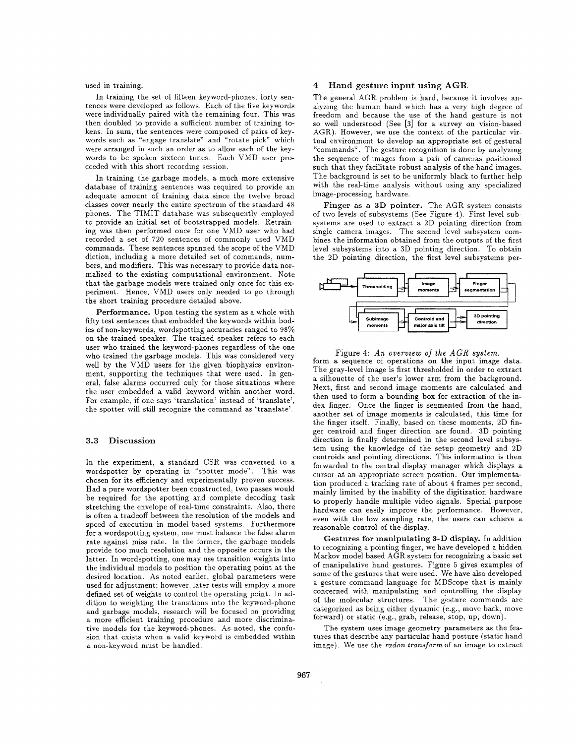used in training.

In training the set of fifteen keyword-phones, forty sentences were developed as follows. Each of the five keywords were individually paired with the remaining four. This was then doubled to provide a sufficient number of training tokens. In sum, the sentences were composed of pairs of keywords such as "engage translate" and "rotate pick" which were arranged in such an order as to allow each of the keywords to be spoken sixteen times. Each VMD user proceeded with this short recording session.

In training the garbage models, a much more extensive database of training sentences was required to provide an adequate amount of training data since the twelve broad classes cover nearly the entire spectrum of the standard 48 phones. The TIMIT database was subsequently employed to provide an initial set of bootstrapped models. Retraining was then performed once for one VMD user who had recorded a set of 720 sentences of commonly used VMD commands. These sentences spanned the scope of the VMD diction, including a more detailed set of commands, numbers, and modifiers. This was necessary to provide data normalized to the existing computational environment. Note that the garbage models were trained only once for this experiment. Hence, VMD users only needed to go through the short training procedure detailed above.

**Performance.** Upon testing the system as a whole with fifty test sentences that embedded the keywords within bodies of non-keywords, wordspotting accuracies ranged to 98% on the trained speaker. The trained speaker refers to each user who trained the keyword-phones regardless of the one who trained the garbage models. This was considered very well by the VMD users for the given biophysics environment, supporting the techniques that were used. In general, false alarms occurred only for those situations where the user embedded a valid keyword within another word. For example, if one says 'translation' instead of 'translate', the spotter will still recognize the command as 'translate'.

### 3.3 Discussion

In the experiment, a standard CSR was converted to a wordspotter by operating in "spotter mode". This was chosen for its efficiency and experimentally proven success. Had a pure wordspotter been constructed, two passes would be required for the spotting and complete decoding task stretching the envelope of real-time constraints. Also, there is often a tradeoff between the resolution of the models and speed of execution in model-based systems. Furthermore for a wordspotting system, one must balance the false alarm rate against miss rate. In the former, the garbage models provide too much resolution and the opposite occurs in the latter. In wordspotting, one may use transition weights into the individual models to position the operating point at the desired location. As noted earlier, global parameters were used for adjustment; however, later tests will employ a more defined set of weights to control the operating point. In addition to weighting the transitions into the keyword-phone and garbage models, research will be focused on providing a more efficient training procedure and more discriminative models for the keyword-phones. As noted, the confusion that exists when a valid keyword is embedded within a non-keyword must be handled.

## 4 Hand gesture input using AGR

The general AGR problem is hard, because it involves analyzing the human hand which has a very high degree of freedom and because the use of the hand gesture is not so well understood (See [3] for a survey on vision-based AGR). However, we use the context of the particular virtual environment to develop an appropriate set of gestural "commands". The gesture recognition is done by analyzing the sequence of images from a pair of cameras positioned such that they facilitate robust analysis of the hand images. The background is set to be uniformly black to further help with the real-time analysis without using any specialized image-processing hardware.

**Finger as a 3D pointer.** The AGR system consists of two levels of subsystems (See Figure 4). First level subsystems are used to extract a 2D pointing direction from single camera images. The second level subsystem combines the information obtained from the outputs of the first level subsystems into a 3D pointing direction. To obtain the 2D pointing direction, the first level subsystems perform a sequence of operations on the input image data. The gray-level image is first thresholded in order to extract a silhouette of the user's lower arm from the background. Next, first and second image moments are calculated and then used to form a bounding box for extraction of the index finger. Once the finger is segmented from the hand, another set of image moments is calculated, this time for the finger itself. Finally, based on these moments, 2D finger centroid and finger direction are found. 3D pointing direction is finally determined in the second level subsystem using the knowledge of the setup geometry and 2D centroids and pointing directions. This information is then forwarded to the central display manager which displays a cursor at an appropriate screen position. Our implementation produced a tracking rate of about 4 frames per second, mainly limited by the inability of the digitization hardware to properly handle multiple video signals. Special purpose hardware can easily improve the performance. However, even with the low sampling rate, the users can achieve a reasonable control of the display.

Thresholding → Image moments → Finger segmentation → Subimage moments → Centroid and major axis tilt → 3D pointing direction

Figure 4: *An overview of the AGR system.*

**Gestures for manipulating 3-D display.** In addition to recognizing a pointing finger, we have developed a hidden Markov model based AGR system for recognizing a basic set of manipulative hand gestures. Figure 5 gives examples of some of the gestures that were used. We have also developed a gesture command language for MDScope that is mainly concerned with manipulating and controlling the display of the molecular structures. The gesture commands are categorized as being either dynamic (e.g., move back, move forward) or static (e.g., grab, release, stop, up, down).

The system uses image geometry parameters as the features that describe any particular hand posture (static hand image). We use the *radon transform* of an image to extract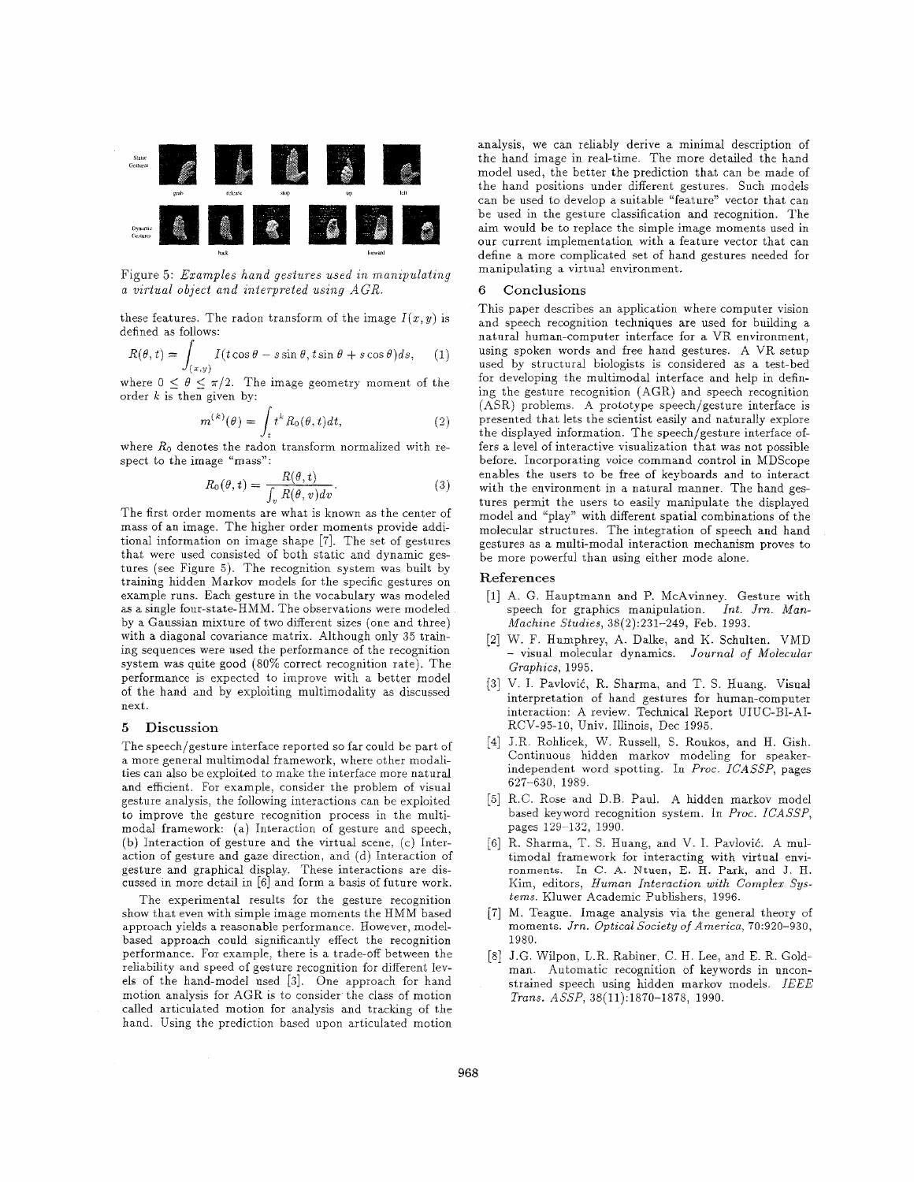Static Gestures

grab release stop up left

Dynamic Gestures

back forward

Figure 5: *Examples hand gestures used in manipulating a virtual object and interpreted using AGR.*

these features. The radon transform of the image $I(x, y)$ is defined as follows:

$$R(\theta, t) = \int_{(x,y)} I(t\cos\theta - s\sin\theta, t\sin\theta + s\cos\theta)ds, \quad (1)$$

where $0 \leq \theta \leq \pi/2$. The image geometry moment of the order $k$ is then given by:

$$m^{(k)}(\theta) = \int_t t^k R_0(\theta, t)dt, \quad (2)$$

where $R_0$ denotes the radon transform normalized with respect to the image "mass":

$$R_0(\theta, t) = \frac{R(\theta, t)}{\int_v R(\theta, v)dv}. \quad (3)$$

The first order moments are what is known as the center of mass of an image. The higher order moments provide additional information on image shape [7]. The set of gestures that were used consisted of both static and dynamic gestures (see Figure 5). The recognition system was built by training hidden Markov models for the specific gestures on example runs. Each gesture in the vocabulary was modeled as a single four-state-HMM. The observations were modeled by a Gaussian mixture of two different sizes (one and three) with a diagonal covariance matrix. Although only 35 training sequences were used the performance of the recognition system was quite good (80% correct recognition rate). The performance is expected to improve with a better model of the hand and by exploiting multimodality as discussed next.

## 5 Discussion

The speech/gesture interface reported so far could be part of a more general multimodal framework, where other modalities can also be exploited to make the interface more natural and efficient. For example, consider the problem of visual gesture analysis, the following interactions can be exploited to improve the gesture recognition process in the multimodal framework: (a) Interaction of gesture and speech, (b) Interaction of gesture and the virtual scene, (c) Interaction of gesture and gaze direction, and (d) Interaction of gesture and graphical display. These interactions are discussed in more detail in [6] and form a basis of future work.

The experimental results for the gesture recognition show that even with simple image moments the HMM based approach yields a reasonable performance. However, model-based approach could significantly effect the recognition performance. For example, there is a trade-off between the reliability and speed of gesture recognition for different levels of the hand-model used [3]. One approach for hand motion analysis for AGR is to consider the class of motion called articulated motion for analysis and tracking of the hand. Using the prediction based upon articulated motion analysis, we can reliably derive a minimal description of the hand image in real-time. The more detailed the hand model used, the better the prediction that can be made of the hand positions under different gestures. Such models can be used to develop a suitable "feature" vector that can be used in the gesture classification and recognition. The aim would be to replace the simple image moments used in our current implementation with a feature vector that can define a more complicated set of hand gestures needed for manipulating a virtual environment.

## 6 Conclusions

This paper describes an application where computer vision and speech recognition techniques are used for building a natural human-computer interface for a VR environment, using spoken words and free hand gestures. A VR setup used by structural biologists is considered as a test-bed for developing the multimodal interface and help in defining the gesture recognition (AGR) and speech recognition (ASR) problems. A prototype speech/gesture interface is presented that lets the scientist easily and naturally explore the displayed information. The speech/gesture interface offers a level of interactive visualization that was not possible before. Incorporating voice command control in MDScope enables the users to be free of keyboards and to interact with the environment in a natural manner. The hand gestures permit the users to easily manipulate the displayed model and "play" with different spatial combinations of the molecular structures. The integration of speech and hand gestures as a multi-modal interaction mechanism proves to be more powerful than using either mode alone.

## References

[1] A. G. Hauptmann and P. McAvinney. Gesture with speech for graphics manipulation. *Int. Jrn. Man-Machine Studies*, 38(2):231–249, Feb. 1993.

[2] W. F. Humphrey, A. Dalke, and K. Schulten. VMD – visual molecular dynamics. *Journal of Molecular Graphics*, 1995.

[3] V. I. Pavlović, R. Sharma, and T. S. Huang. Visual interpretation of hand gestures for human-computer interaction: A review. Technical Report UIUC-BI-AI-RCV-95-10, Univ. Illinois, Dec 1995.

[4] J.R. Rohlicek, W. Russell, S. Roukos, and H. Gish. Continuous hidden markov modeling for speaker-independent word spotting. In *Proc. ICASSP*, pages 627–630, 1989.

[5] R.C. Rose and D.B. Paul. A hidden markov model based keyword recognition system. In *Proc. ICASSP*, pages 129–132, 1990.

[6] R. Sharma, T. S. Huang, and V. I. Pavlović. A multimodal framework for interacting with virtual environments. In C. A. Ntuen, E. H. Park, and J. H. Kim, editors, *Human Interaction with Complex Systems*. Kluwer Academic Publishers, 1996.

[7] M. Teague. Image analysis via the general theory of moments. *Jrn. Optical Society of America*, 70:920–930, 1980.

[8] J.G. Wilpon, L.R. Rabiner, C. H. Lee, and E. R. Goldman. Automatic recognition of keywords in unconstrained speech using hidden markov models. *IEEE Trans. ASSP*, 38(11):1870–1878, 1990.